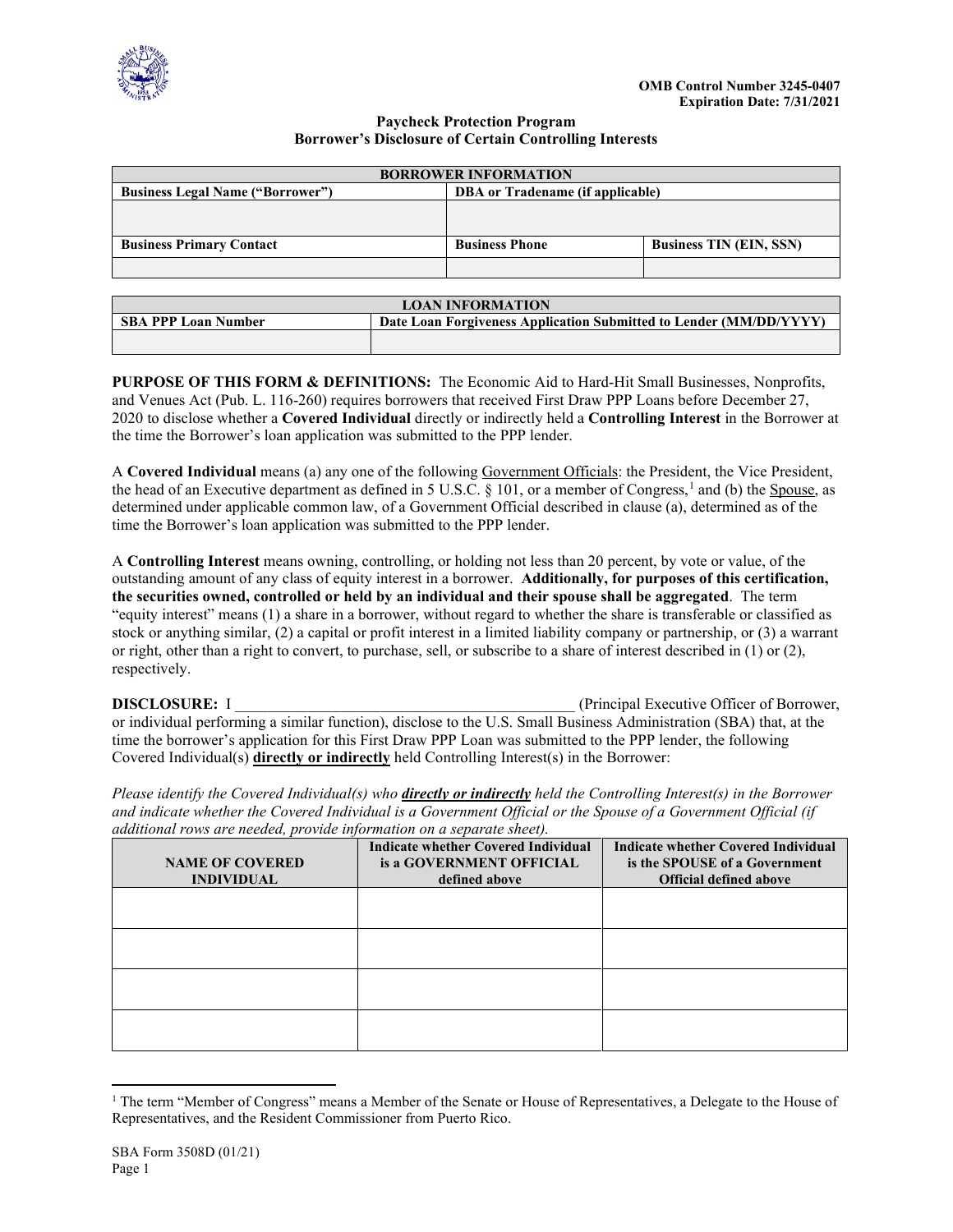OMB Control Number 3245-0407
Expiration Date: 7/31/2021

# Paycheck Protection Program
## Borrower's Disclosure of Certain Controlling Interests

| BORROWER INFORMATION | | |
|---|---|---|
| **Business Legal Name ("Borrower")** | **DBA or Tradename (if applicable)** | |
| | | |
| **Business Primary Contact** | **Business Phone** | **Business TIN (EIN, SSN)** |
| | | |

| LOAN INFORMATION | |
|---|---|
| **SBA PPP Loan Number** | **Date Loan Forgiveness Application Submitted to Lender (MM/DD/YYYY)** |
| | |

**PURPOSE OF THIS FORM & DEFINITIONS:** The Economic Aid to Hard-Hit Small Businesses, Nonprofits, and Venues Act (Pub. L. 116-260) requires borrowers that received First Draw PPP Loans before December 27, 2020 to disclose whether a **Covered Individual** directly or indirectly held a **Controlling Interest** in the Borrower at the time the Borrower's loan application was submitted to the PPP lender.

A **Covered Individual** means (a) any one of the following Government Officials: the President, the Vice President, the head of an Executive department as defined in 5 U.S.C. § 101, or a member of Congress,[1] and (b) the Spouse, as determined under applicable common law, of a Government Official described in clause (a), determined as of the time the Borrower's loan application was submitted to the PPP lender.

A **Controlling Interest** means owning, controlling, or holding not less than 20 percent, by vote or value, of the outstanding amount of any class of equity interest in a borrower. **Additionally, for purposes of this certification, the securities owned, controlled or held by an individual and their spouse shall be aggregated**. The term "equity interest" means (1) a share in a borrower, without regard to whether the share is transferable or classified as stock or anything similar, (2) a capital or profit interest in a limited liability company or partnership, or (3) a warrant or right, other than a right to convert, to purchase, sell, or subscribe to a share of interest described in (1) or (2), respectively.

**DISCLOSURE:** I ____________________________________________ (Principal Executive Officer of Borrower, or individual performing a similar function), disclose to the U.S. Small Business Administration (SBA) that, at the time the borrower's application for this First Draw PPP Loan was submitted to the PPP lender, the following Covered Individual(s) **directly or indirectly** held Controlling Interest(s) in the Borrower:

*Please identify the Covered Individual(s) who* ***directly or indirectly*** *held the Controlling Interest(s) in the Borrower and indicate whether the Covered Individual is a Government Official or the Spouse of a Government Official (if additional rows are needed, provide information on a separate sheet).*

| NAME OF COVERED INDIVIDUAL | Indicate whether Covered Individual is a GOVERNMENT OFFICIAL defined above | Indicate whether Covered Individual is the SPOUSE of a Government Official defined above |
|---|---|---|
| | | |
| | | |
| | | |
| | | |

[1] The term "Member of Congress" means a Member of the Senate or House of Representatives, a Delegate to the House of Representatives, and the Resident Commissioner from Puerto Rico.

SBA Form 3508D (01/21)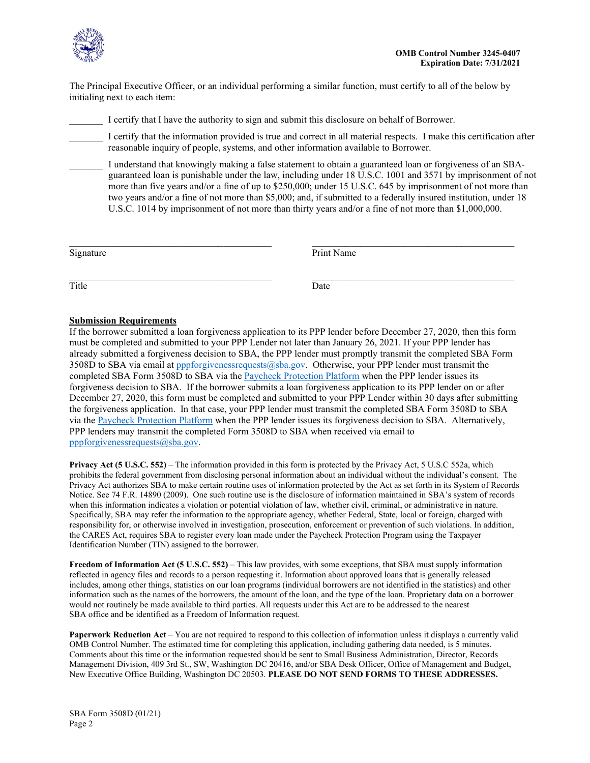OMB Control Number 3245-0407
Expiration Date: 7/31/2021

The Principal Executive Officer, or an individual performing a similar function, must certify to all of the below by initialing next to each item:

_______ I certify that I have the authority to sign and submit this disclosure on behalf of Borrower.

_______ I certify that the information provided is true and correct in all material respects. I make this certification after reasonable inquiry of people, systems, and other information available to Borrower.

_______ I understand that knowingly making a false statement to obtain a guaranteed loan or forgiveness of an SBA-guaranteed loan is punishable under the law, including under 18 U.S.C. 1001 and 3571 by imprisonment of not more than five years and/or a fine of up to $250,000; under 15 U.S.C. 645 by imprisonment of not more than two years and/or a fine of not more than $5,000; and, if submitted to a federally insured institution, under 18 U.S.C. 1014 by imprisonment of not more than thirty years and/or a fine of not more than $1,000,000.

| | |
|---|---|
| ___________________________________ | ___________________________________ |
| Signature | Print Name |
| ___________________________________ | ___________________________________ |
| Title | Date |

**Submission Requirements**

If the borrower submitted a loan forgiveness application to its PPP lender before December 27, 2020, then this form must be completed and submitted to your PPP Lender not later than January 26, 2021. If your PPP lender has already submitted a forgiveness decision to SBA, the PPP lender must promptly transmit the completed SBA Form 3508D to SBA via email at pppforgivenessrequests@sba.gov. Otherwise, your PPP lender must transmit the completed SBA Form 3508D to SBA via the Paycheck Protection Platform when the PPP lender issues its forgiveness decision to SBA. If the borrower submits a loan forgiveness application to its PPP lender on or after December 27, 2020, this form must be completed and submitted to your PPP Lender within 30 days after submitting the forgiveness application. In that case, your PPP lender must transmit the completed SBA Form 3508D to SBA via the Paycheck Protection Platform when the PPP lender issues its forgiveness decision to SBA. Alternatively, PPP lenders may transmit the completed Form 3508D to SBA when received via email to pppforgivenessrequests@sba.gov.

**Privacy Act (5 U.S.C. 552)** – The information provided in this form is protected by the Privacy Act, 5 U.S.C 552a, which prohibits the federal government from disclosing personal information about an individual without the individual's consent. The Privacy Act authorizes SBA to make certain routine uses of information protected by the Act as set forth in its System of Records Notice. See 74 F.R. 14890 (2009). One such routine use is the disclosure of information maintained in SBA's system of records when this information indicates a violation or potential violation of law, whether civil, criminal, or administrative in nature. Specifically, SBA may refer the information to the appropriate agency, whether Federal, State, local or foreign, charged with responsibility for, or otherwise involved in investigation, prosecution, enforcement or prevention of such violations. In addition, the CARES Act, requires SBA to register every loan made under the Paycheck Protection Program using the Taxpayer Identification Number (TIN) assigned to the borrower.

**Freedom of Information Act (5 U.S.C. 552)** – This law provides, with some exceptions, that SBA must supply information reflected in agency files and records to a person requesting it. Information about approved loans that is generally released includes, among other things, statistics on our loan programs (individual borrowers are not identified in the statistics) and other information such as the names of the borrowers, the amount of the loan, and the type of the loan. Proprietary data on a borrower would not routinely be made available to third parties. All requests under this Act are to be addressed to the nearest SBA office and be identified as a Freedom of Information request.

**Paperwork Reduction Act** – You are not required to respond to this collection of information unless it displays a currently valid OMB Control Number. The estimated time for completing this application, including gathering data needed, is 5 minutes. Comments about this time or the information requested should be sent to Small Business Administration, Director, Records Management Division, 409 3rd St., SW, Washington DC 20416, and/or SBA Desk Officer, Office of Management and Budget, New Executive Office Building, Washington DC 20503. **PLEASE DO NOT SEND FORMS TO THESE ADDRESSES.**

SBA Form 3508D (01/21)